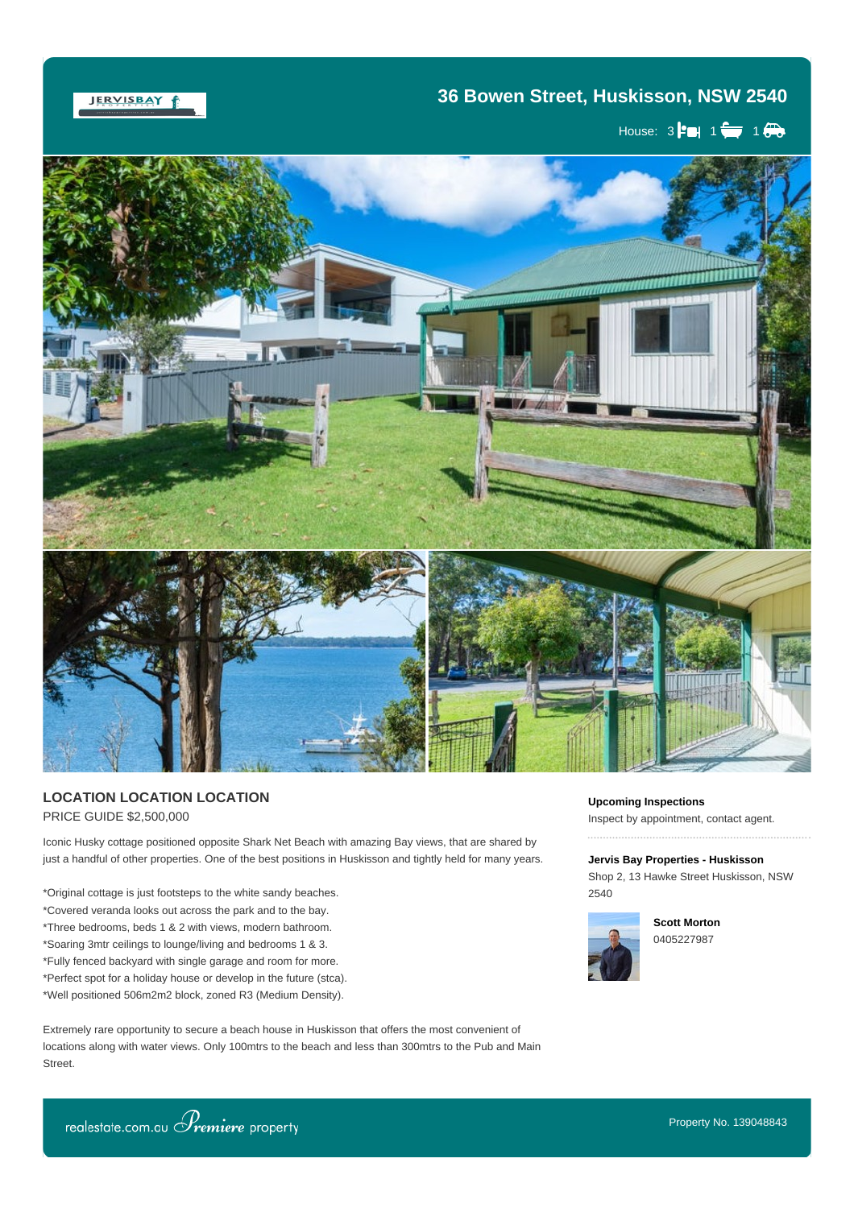# 36 Bowen Street, Huskisson, NSW 2540

House: 3 bed, 1 bath, 1 car

## LOCATION LOCATION LOCATION

PRICE GUIDE $2,500,000

Iconic Husky cottage positioned opposite Shark Net Beach with amazing Bay views, that are shared by just a handful of other properties. One of the best positions in Huskisson and tightly held for many years.

*Original cottage is just footsteps to the white sandy beaches.
*Covered veranda looks out across the park and to the bay.
*Three bedrooms, beds 1 & 2 with views, modern bathroom.
*Soaring 3mtr ceilings to lounge/living and bedrooms 1 & 3.
*Fully fenced backyard with single garage and room for more.
*Perfect spot for a holiday house or develop in the future (stca).
*Well positioned 506m2m2 block, zoned R3 (Medium Density).

Extremely rare opportunity to secure a beach house in Huskisson that offers the most convenient of locations along with water views. Only 100mtrs to the beach and less than 300mtrs to the Pub and Main Street.

**Upcoming Inspections**

Inspect by appointment, contact agent.

**Jervis Bay Properties - Huskisson**

Shop 2, 13 Hawke Street Huskisson, NSW 2540

**Scott Morton**

0405227987

realestate.com.au Premiere property

Property No. 139048843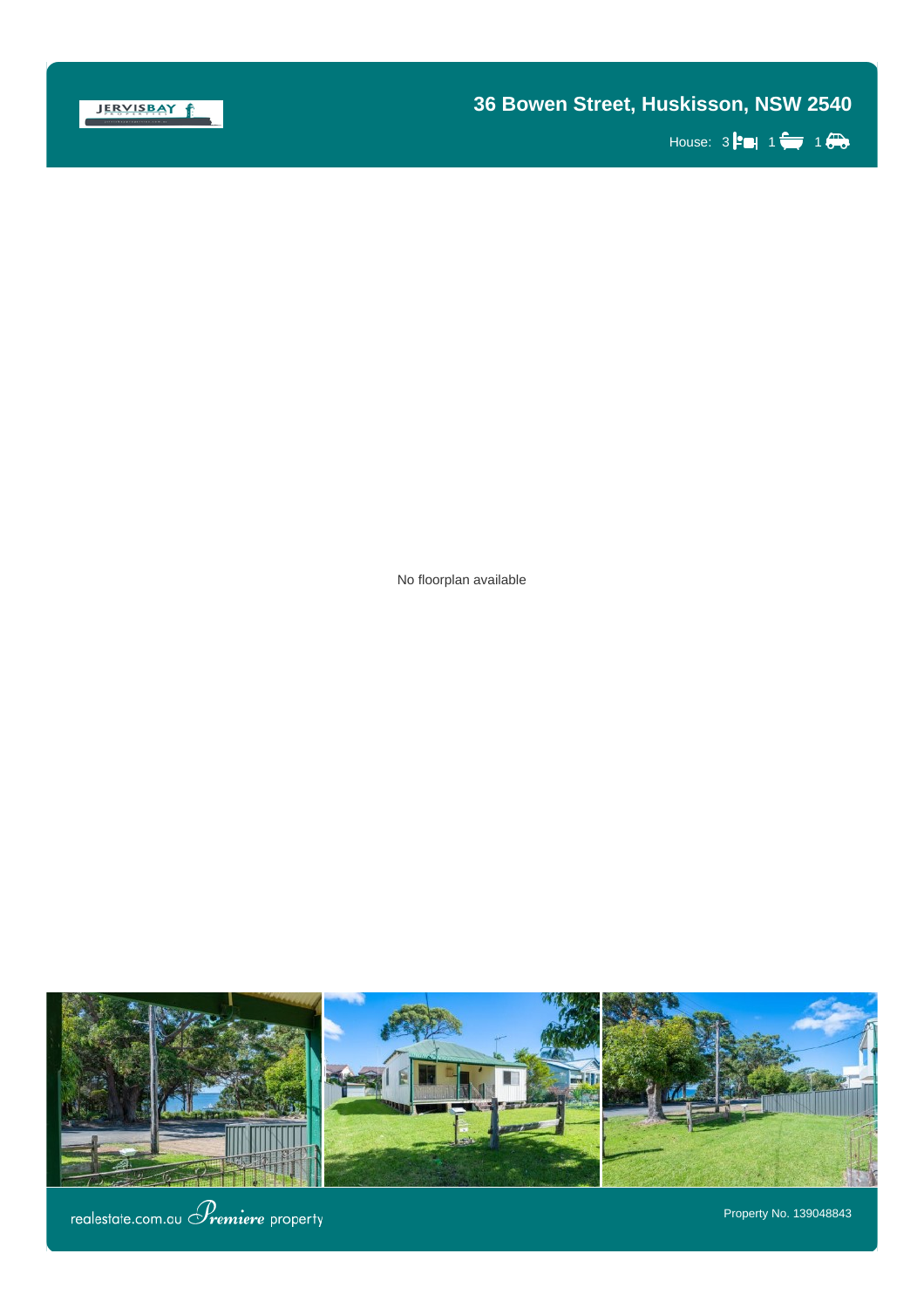# 36 Bowen Street, Huskisson, NSW 2540

House: 3 1 1

No floorplan available

realestate.com.au Premiere property

Property No. 139048843